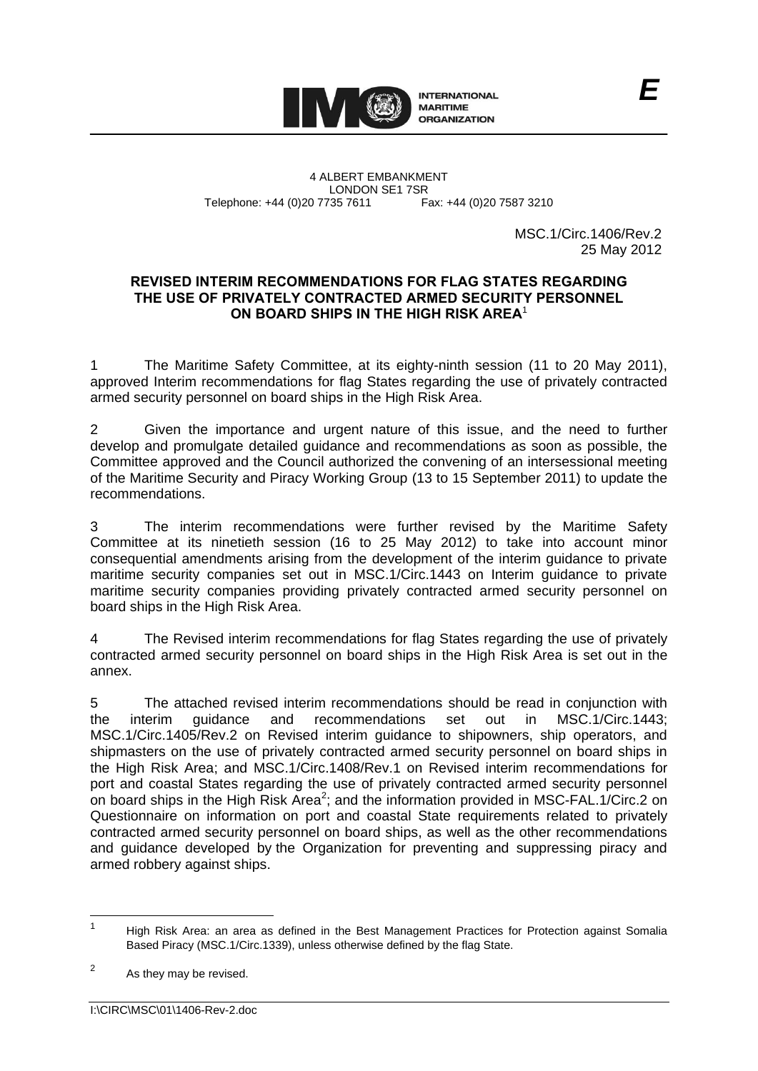INTERNATIONAL MARITIME ORGANIZATION

*E*

4 ALBERT EMBANKMENT
LONDON SE1 7SR
Telephone: +44 (0)20 7735 7611 Fax: +44 (0)20 7587 3210

MSC.1/Circ.1406/Rev.2
25 May 2012

**REVISED INTERIM RECOMMENDATIONS FOR FLAG STATES REGARDING THE USE OF PRIVATELY CONTRACTED ARMED SECURITY PERSONNEL ON BOARD SHIPS IN THE HIGH RISK AREA**[1]

1 The Maritime Safety Committee, at its eighty-ninth session (11 to 20 May 2011), approved Interim recommendations for flag States regarding the use of privately contracted armed security personnel on board ships in the High Risk Area.

2 Given the importance and urgent nature of this issue, and the need to further develop and promulgate detailed guidance and recommendations as soon as possible, the Committee approved and the Council authorized the convening of an intersessional meeting of the Maritime Security and Piracy Working Group (13 to 15 September 2011) to update the recommendations.

3 The interim recommendations were further revised by the Maritime Safety Committee at its ninetieth session (16 to 25 May 2012) to take into account minor consequential amendments arising from the development of the interim guidance to private maritime security companies set out in MSC.1/Circ.1443 on Interim guidance to private maritime security companies providing privately contracted armed security personnel on board ships in the High Risk Area.

4 The Revised interim recommendations for flag States regarding the use of privately contracted armed security personnel on board ships in the High Risk Area is set out in the annex.

5 The attached revised interim recommendations should be read in conjunction with the interim guidance and recommendations set out in MSC.1/Circ.1443; MSC.1/Circ.1405/Rev.2 on Revised interim guidance to shipowners, ship operators, and shipmasters on the use of privately contracted armed security personnel on board ships in the High Risk Area; and MSC.1/Circ.1408/Rev.1 on Revised interim recommendations for port and coastal States regarding the use of privately contracted armed security personnel on board ships in the High Risk Area[2]; and the information provided in MSC-FAL.1/Circ.2 on Questionnaire on information on port and coastal State requirements related to privately contracted armed security personnel on board ships, as well as the other recommendations and guidance developed by the Organization for preventing and suppressing piracy and armed robbery against ships.

---

[1] High Risk Area: an area as defined in the Best Management Practices for Protection against Somalia Based Piracy (MSC.1/Circ.1339), unless otherwise defined by the flag State.

[2] As they may be revised.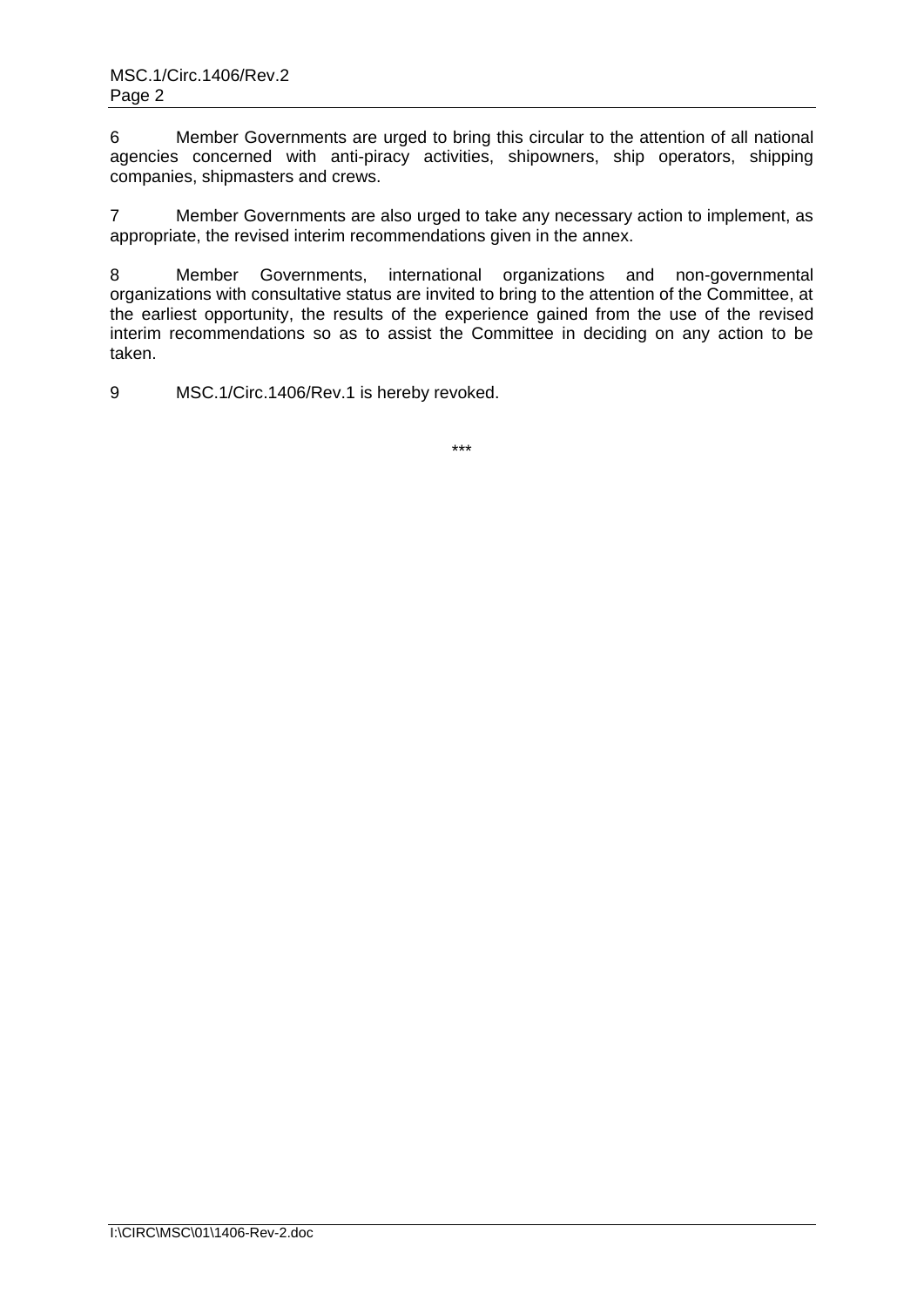6 Member Governments are urged to bring this circular to the attention of all national agencies concerned with anti-piracy activities, shipowners, ship operators, shipping companies, shipmasters and crews.

7 Member Governments are also urged to take any necessary action to implement, as appropriate, the revised interim recommendations given in the annex.

8 Member Governments, international organizations and non-governmental organizations with consultative status are invited to bring to the attention of the Committee, at the earliest opportunity, the results of the experience gained from the use of the revised interim recommendations so as to assist the Committee in deciding on any action to be taken.

9 MSC.1/Circ.1406/Rev.1 is hereby revoked.

\*\*\*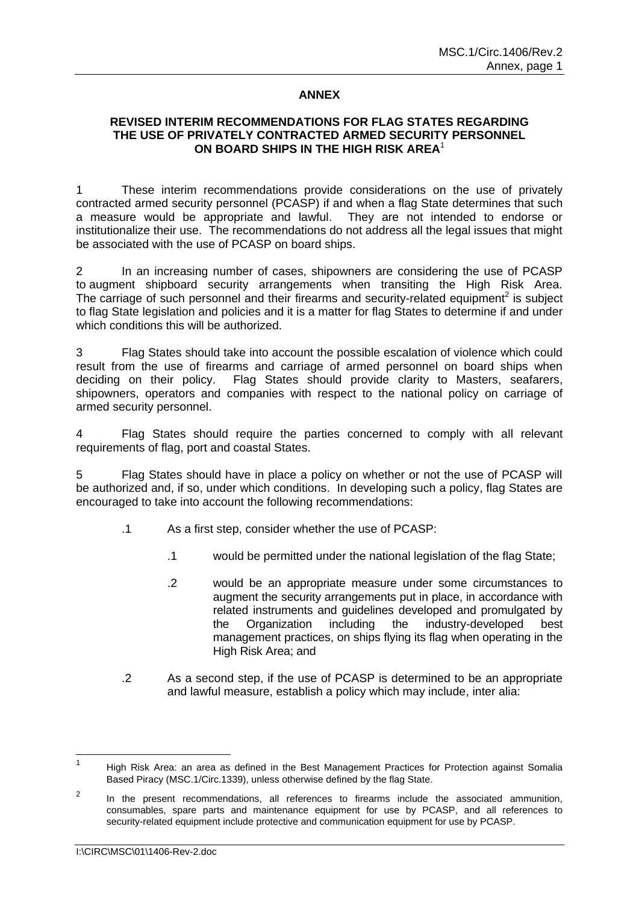## ANNEX

### REVISED INTERIM RECOMMENDATIONS FOR FLAG STATES REGARDING THE USE OF PRIVATELY CONTRACTED ARMED SECURITY PERSONNEL ON BOARD SHIPS IN THE HIGH RISK AREA[1]

1 These interim recommendations provide considerations on the use of privately contracted armed security personnel (PCASP) if and when a flag State determines that such a measure would be appropriate and lawful. They are not intended to endorse or institutionalize their use. The recommendations do not address all the legal issues that might be associated with the use of PCASP on board ships.

2 In an increasing number of cases, shipowners are considering the use of PCASP to augment shipboard security arrangements when transiting the High Risk Area. The carriage of such personnel and their firearms and security-related equipment[2] is subject to flag State legislation and policies and it is a matter for flag States to determine if and under which conditions this will be authorized.

3 Flag States should take into account the possible escalation of violence which could result from the use of firearms and carriage of armed personnel on board ships when deciding on their policy. Flag States should provide clarity to Masters, seafarers, shipowners, operators and companies with respect to the national policy on carriage of armed security personnel.

4 Flag States should require the parties concerned to comply with all relevant requirements of flag, port and coastal States.

5 Flag States should have in place a policy on whether or not the use of PCASP will be authorized and, if so, under which conditions. In developing such a policy, flag States are encouraged to take into account the following recommendations:

- .1 As a first step, consider whether the use of PCASP:
  - .1 would be permitted under the national legislation of the flag State;
  - .2 would be an appropriate measure under some circumstances to augment the security arrangements put in place, in accordance with related instruments and guidelines developed and promulgated by the Organization including the industry-developed best management practices, on ships flying its flag when operating in the High Risk Area; and
- .2 As a second step, if the use of PCASP is determined to be an appropriate and lawful measure, establish a policy which may include, inter alia:

---

[1] High Risk Area: an area as defined in the Best Management Practices for Protection against Somalia Based Piracy (MSC.1/Circ.1339), unless otherwise defined by the flag State.

[2] In the present recommendations, all references to firearms include the associated ammunition, consumables, spare parts and maintenance equipment for use by PCASP, and all references to security-related equipment include protective and communication equipment for use by PCASP.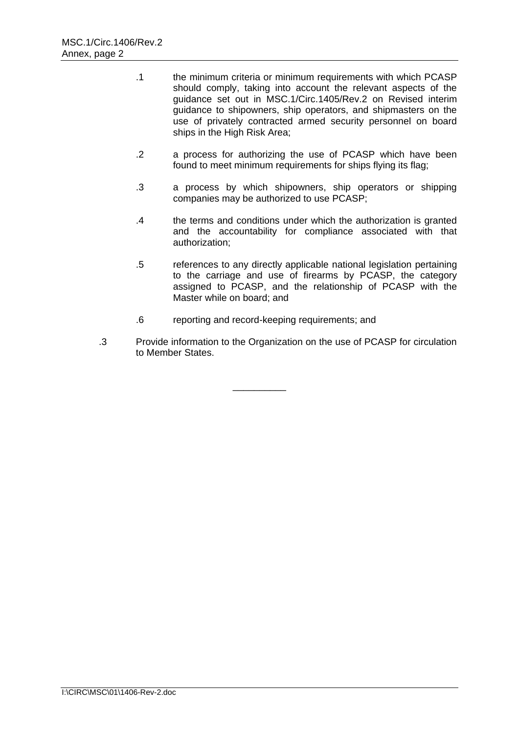.1 the minimum criteria or minimum requirements with which PCASP should comply, taking into account the relevant aspects of the guidance set out in MSC.1/Circ.1405/Rev.2 on Revised interim guidance to shipowners, ship operators, and shipmasters on the use of privately contracted armed security personnel on board ships in the High Risk Area;

.2 a process for authorizing the use of PCASP which have been found to meet minimum requirements for ships flying its flag;

.3 a process by which shipowners, ship operators or shipping companies may be authorized to use PCASP;

.4 the terms and conditions under which the authorization is granted and the accountability for compliance associated with that authorization;

.5 references to any directly applicable national legislation pertaining to the carriage and use of firearms by PCASP, the category assigned to PCASP, and the relationship of PCASP with the Master while on board; and

.6 reporting and record-keeping requirements; and

.3 Provide information to the Organization on the use of PCASP for circulation to Member States.

___________